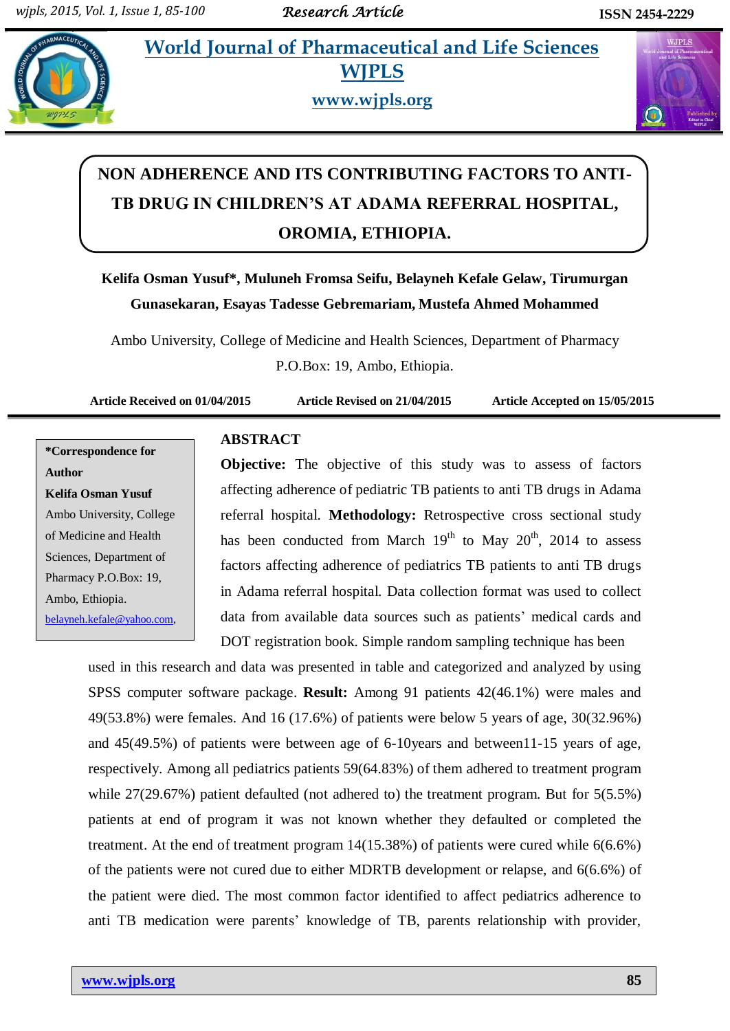# NON ADHERENCE AND ITS CONTRIBUTING FACTORS TO ANTI-TB DRUG IN CHILDREN'S AT ADAMA REFERRAL HOSPITAL, OROMIA, ETHIOPIA.

**Kelifa Osman Yusuf*, Muluneh Fromsa Seifu, Belayneh Kefale Gelaw, Tirumurgan Gunasekaran, Esayas Tadesse Gebremariam, Mustefa Ahmed Mohammed**

Ambo University, College of Medicine and Health Sciences, Department of Pharmacy P.O.Box: 19, Ambo, Ethiopia.

**Article Received on 01/04/2015 Article Revised on 21/04/2015 Article Accepted on 15/05/2015**

***Correspondence for Author**
**Kelifa Osman Yusuf**
Ambo University, College of Medicine and Health Sciences, Department of Pharmacy P.O.Box: 19, Ambo, Ethiopia.
belayneh.kefale@yahoo.com,

## ABSTRACT

**Objective:** The objective of this study was to assess of factors affecting adherence of pediatric TB patients to anti TB drugs in Adama referral hospital. **Methodology:** Retrospective cross sectional study has been conducted from March 19th to May 20th, 2014 to assess factors affecting adherence of pediatrics TB patients to anti TB drugs in Adama referral hospital. Data collection format was used to collect data from available data sources such as patients' medical cards and DOT registration book. Simple random sampling technique has been used in this research and data was presented in table and categorized and analyzed by using SPSS computer software package. **Result:** Among 91 patients 42(46.1%) were males and 49(53.8%) were females. And 16 (17.6%) of patients were below 5 years of age, 30(32.96%) and 45(49.5%) of patients were between age of 6-10years and between11-15 years of age, respectively. Among all pediatrics patients 59(64.83%) of them adhered to treatment program while 27(29.67%) patient defaulted (not adhered to) the treatment program. But for 5(5.5%) patients at end of program it was not known whether they defaulted or completed the treatment. At the end of treatment program 14(15.38%) of patients were cured while 6(6.6%) of the patients were not cured due to either MDRTB development or relapse, and 6(6.6%) of the patient were died. The most common factor identified to affect pediatrics adherence to anti TB medication were parents' knowledge of TB, parents relationship with provider,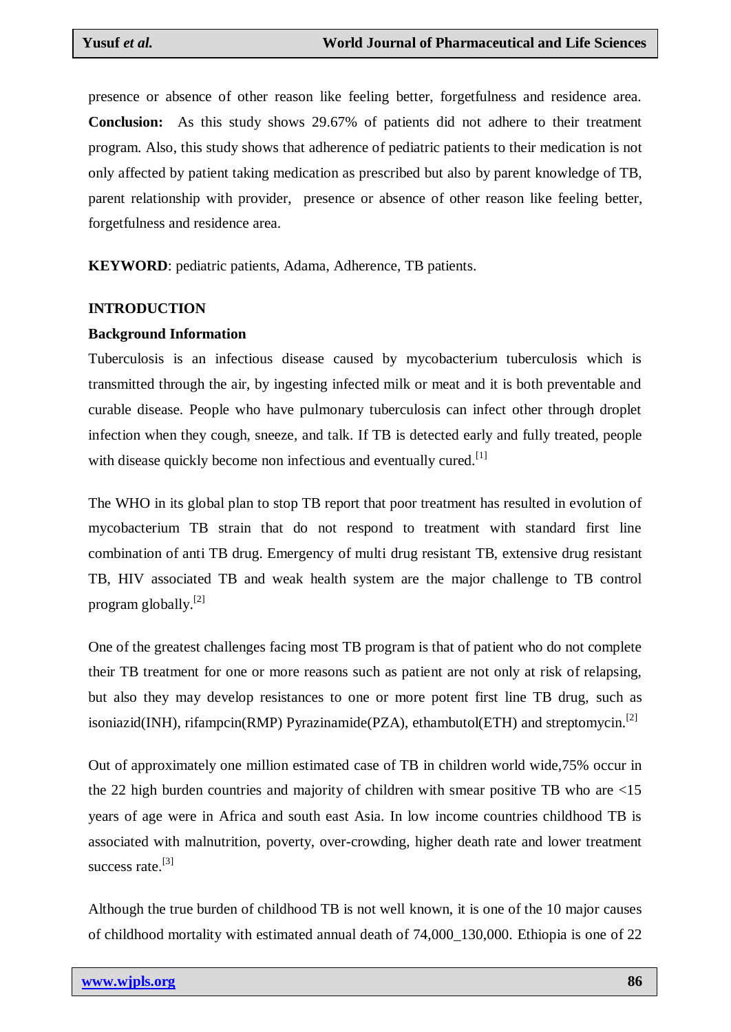presence or absence of other reason like feeling better, forgetfulness and residence area. **Conclusion:** As this study shows 29.67% of patients did not adhere to their treatment program. Also, this study shows that adherence of pediatric patients to their medication is not only affected by patient taking medication as prescribed but also by parent knowledge of TB, parent relationship with provider, presence or absence of other reason like feeling better, forgetfulness and residence area.

**KEYWORD**: pediatric patients, Adama, Adherence, TB patients.

## INTRODUCTION

### Background Information

Tuberculosis is an infectious disease caused by mycobacterium tuberculosis which is transmitted through the air, by ingesting infected milk or meat and it is both preventable and curable disease. People who have pulmonary tuberculosis can infect other through droplet infection when they cough, sneeze, and talk. If TB is detected early and fully treated, people with disease quickly become non infectious and eventually cured.[1]

The WHO in its global plan to stop TB report that poor treatment has resulted in evolution of mycobacterium TB strain that do not respond to treatment with standard first line combination of anti TB drug. Emergency of multi drug resistant TB, extensive drug resistant TB, HIV associated TB and weak health system are the major challenge to TB control program globally.[2]

One of the greatest challenges facing most TB program is that of patient who do not complete their TB treatment for one or more reasons such as patient are not only at risk of relapsing, but also they may develop resistances to one or more potent first line TB drug, such as isoniazid(INH), rifampcin(RMP) Pyrazinamide(PZA), ethambutol(ETH) and streptomycin.[2]

Out of approximately one million estimated case of TB in children world wide,75% occur in the 22 high burden countries and majority of children with smear positive TB who are <15 years of age were in Africa and south east Asia. In low income countries childhood TB is associated with malnutrition, poverty, over-crowding, higher death rate and lower treatment success rate.[3]

Although the true burden of childhood TB is not well known, it is one of the 10 major causes of childhood mortality with estimated annual death of 74,000_130,000. Ethiopia is one of 22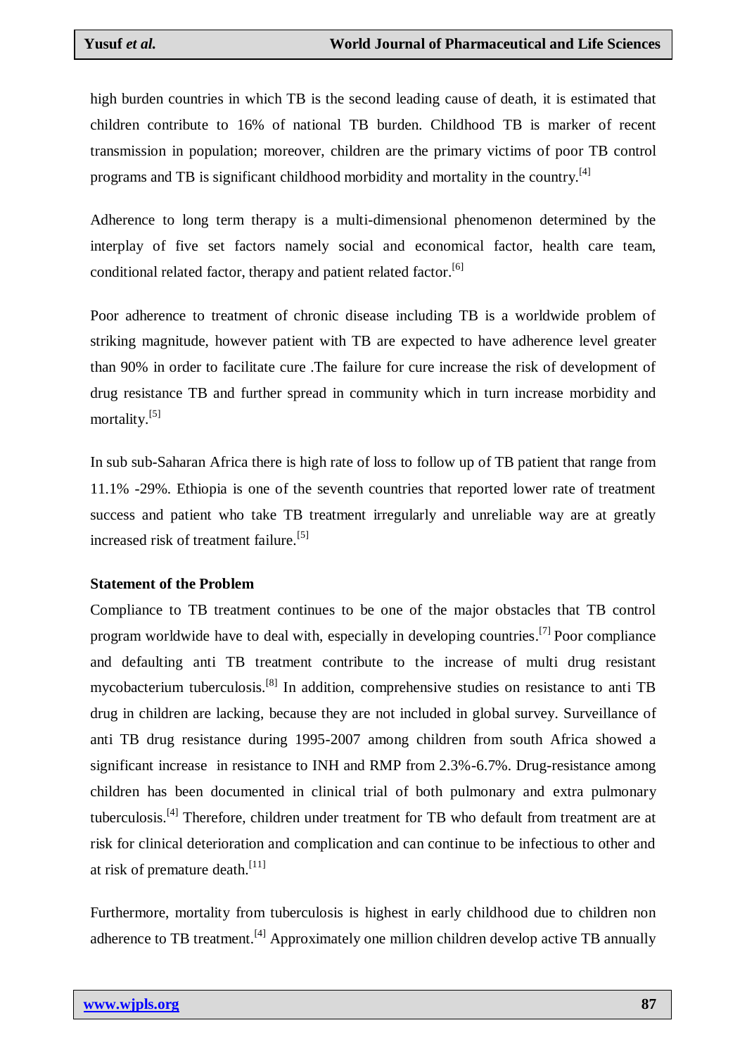high burden countries in which TB is the second leading cause of death, it is estimated that children contribute to 16% of national TB burden. Childhood TB is marker of recent transmission in population; moreover, children are the primary victims of poor TB control programs and TB is significant childhood morbidity and mortality in the country.[4]

Adherence to long term therapy is a multi-dimensional phenomenon determined by the interplay of five set factors namely social and economical factor, health care team, conditional related factor, therapy and patient related factor.[6]

Poor adherence to treatment of chronic disease including TB is a worldwide problem of striking magnitude, however patient with TB are expected to have adherence level greater than 90% in order to facilitate cure .The failure for cure increase the risk of development of drug resistance TB and further spread in community which in turn increase morbidity and mortality.[5]

In sub sub-Saharan Africa there is high rate of loss to follow up of TB patient that range from 11.1% -29%. Ethiopia is one of the seventh countries that reported lower rate of treatment success and patient who take TB treatment irregularly and unreliable way are at greatly increased risk of treatment failure.[5]

**Statement of the Problem**

Compliance to TB treatment continues to be one of the major obstacles that TB control program worldwide have to deal with, especially in developing countries.[7] Poor compliance and defaulting anti TB treatment contribute to the increase of multi drug resistant mycobacterium tuberculosis.[8] In addition, comprehensive studies on resistance to anti TB drug in children are lacking, because they are not included in global survey. Surveillance of anti TB drug resistance during 1995-2007 among children from south Africa showed a significant increase in resistance to INH and RMP from 2.3%-6.7%. Drug-resistance among children has been documented in clinical trial of both pulmonary and extra pulmonary tuberculosis.[4] Therefore, children under treatment for TB who default from treatment are at risk for clinical deterioration and complication and can continue to be infectious to other and at risk of premature death.[11]

Furthermore, mortality from tuberculosis is highest in early childhood due to children non adherence to TB treatment.[4] Approximately one million children develop active TB annually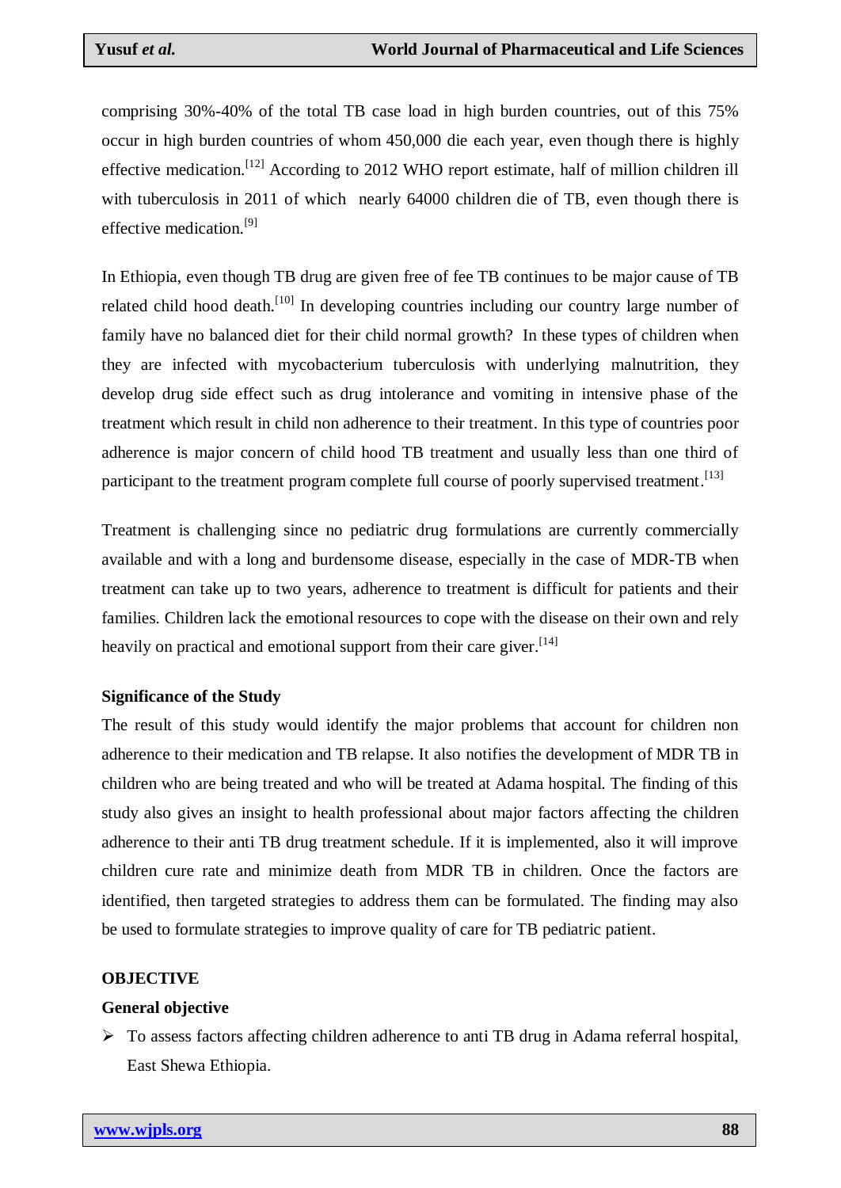comprising 30%-40% of the total TB case load in high burden countries, out of this 75% occur in high burden countries of whom 450,000 die each year, even though there is highly effective medication.[12] According to 2012 WHO report estimate, half of million children ill with tuberculosis in 2011 of which nearly 64000 children die of TB, even though there is effective medication.[9]

In Ethiopia, even though TB drug are given free of fee TB continues to be major cause of TB related child hood death.[10] In developing countries including our country large number of family have no balanced diet for their child normal growth? In these types of children when they are infected with mycobacterium tuberculosis with underlying malnutrition, they develop drug side effect such as drug intolerance and vomiting in intensive phase of the treatment which result in child non adherence to their treatment. In this type of countries poor adherence is major concern of child hood TB treatment and usually less than one third of participant to the treatment program complete full course of poorly supervised treatment.[13]

Treatment is challenging since no pediatric drug formulations are currently commercially available and with a long and burdensome disease, especially in the case of MDR-TB when treatment can take up to two years, adherence to treatment is difficult for patients and their families. Children lack the emotional resources to cope with the disease on their own and rely heavily on practical and emotional support from their care giver.[14]

**Significance of the Study**

The result of this study would identify the major problems that account for children non adherence to their medication and TB relapse. It also notifies the development of MDR TB in children who are being treated and who will be treated at Adama hospital. The finding of this study also gives an insight to health professional about major factors affecting the children adherence to their anti TB drug treatment schedule. If it is implemented, also it will improve children cure rate and minimize death from MDR TB in children. Once the factors are identified, then targeted strategies to address them can be formulated. The finding may also be used to formulate strategies to improve quality of care for TB pediatric patient.

## OBJECTIVE

**General objective**

- To assess factors affecting children adherence to anti TB drug in Adama referral hospital, East Shewa Ethiopia.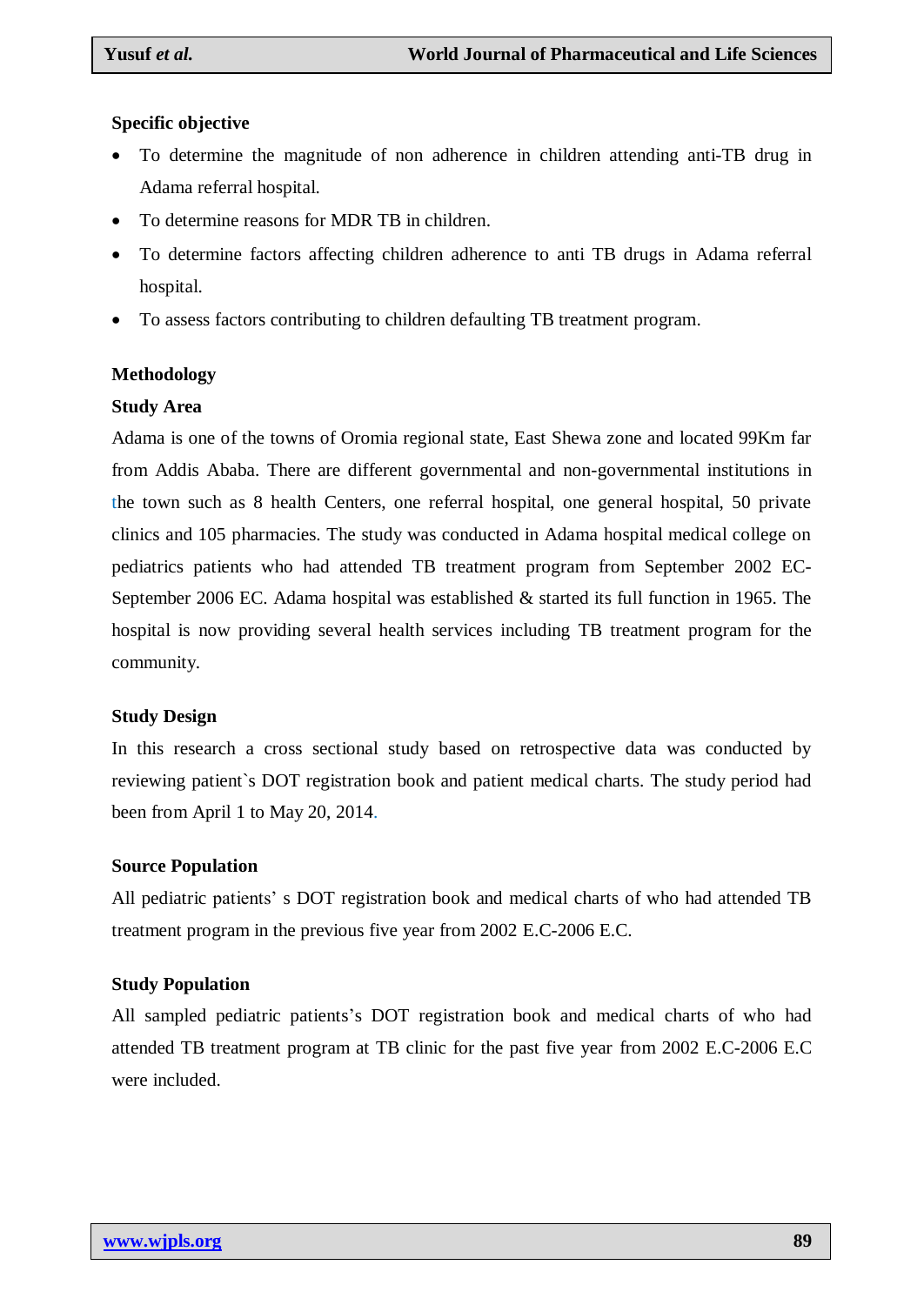**Specific objective**

- To determine the magnitude of non adherence in children attending anti-TB drug in Adama referral hospital.
- To determine reasons for MDR TB in children.
- To determine factors affecting children adherence to anti TB drugs in Adama referral hospital.
- To assess factors contributing to children defaulting TB treatment program.

**Methodology**

**Study Area**

Adama is one of the towns of Oromia regional state, East Shewa zone and located 99Km far from Addis Ababa. There are different governmental and non-governmental institutions in the town such as 8 health Centers, one referral hospital, one general hospital, 50 private clinics and 105 pharmacies. The study was conducted in Adama hospital medical college on pediatrics patients who had attended TB treatment program from September 2002 EC-September 2006 EC. Adama hospital was established & started its full function in 1965. The hospital is now providing several health services including TB treatment program for the community.

**Study Design**

In this research a cross sectional study based on retrospective data was conducted by reviewing patient`s DOT registration book and patient medical charts. The study period had been from April 1 to May 20, 2014.

**Source Population**

All pediatric patients' s DOT registration book and medical charts of who had attended TB treatment program in the previous five year from 2002 E.C-2006 E.C.

**Study Population**

All sampled pediatric patients's DOT registration book and medical charts of who had attended TB treatment program at TB clinic for the past five year from 2002 E.C-2006 E.C were included.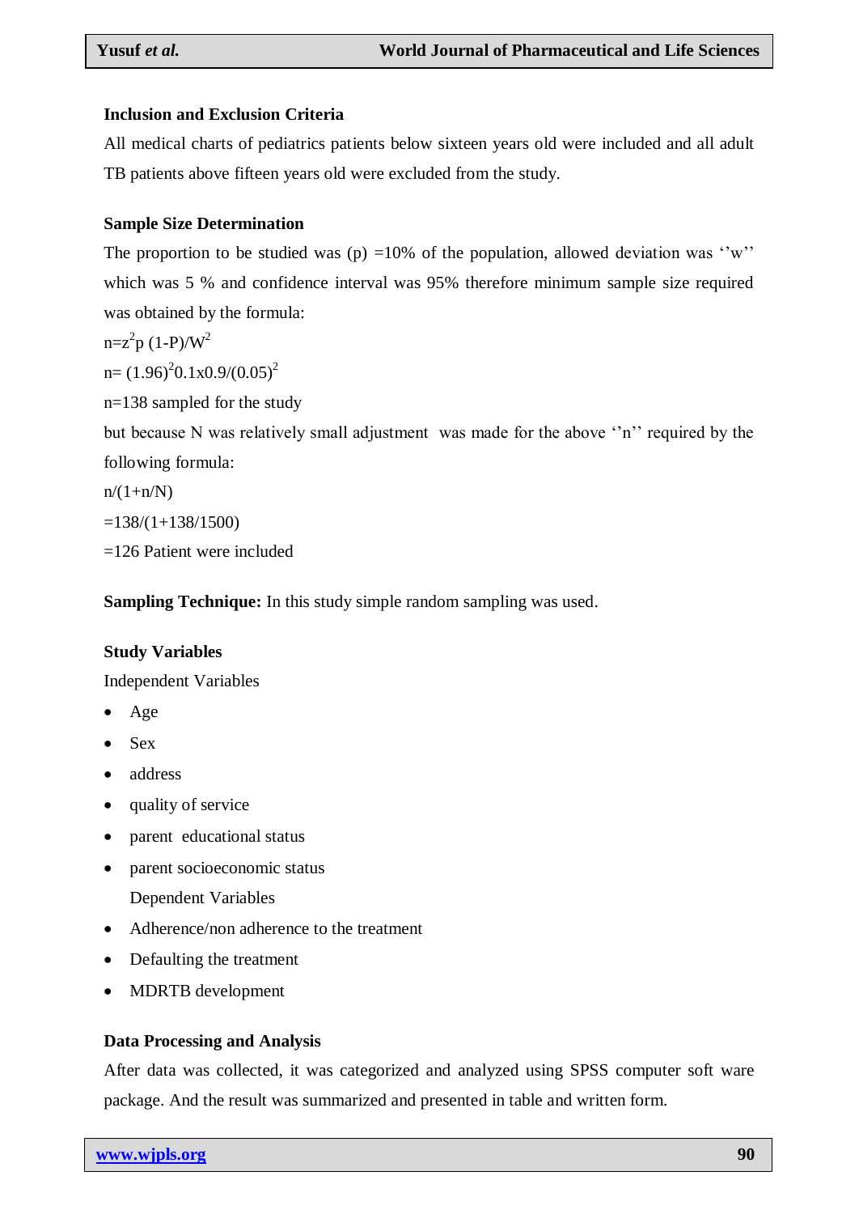### Inclusion and Exclusion Criteria

All medical charts of pediatrics patients below sixteen years old were included and all adult TB patients above fifteen years old were excluded from the study.

### Sample Size Determination

The proportion to be studied was (p) =10% of the population, allowed deviation was ''w'' which was 5 % and confidence interval was 95% therefore minimum sample size required was obtained by the formula:

$n=z^2p\ (1-P)/W^2$

$n=(1.96)^2 0.1x0.9/(0.05)^2$

n=138 sampled for the study

but because N was relatively small adjustment was made for the above ''n'' required by the following formula:

$n/(1+n/N)$

$=138/(1+138/1500)$

=126 Patient were included

**Sampling Technique:** In this study simple random sampling was used.

### Study Variables

Independent Variables

- Age
- Sex
- address
- quality of service
- parent educational status
- parent socioeconomic status

Dependent Variables

- Adherence/non adherence to the treatment
- Defaulting the treatment
- MDRTB development

### Data Processing and Analysis

After data was collected, it was categorized and analyzed using SPSS computer soft ware package. And the result was summarized and presented in table and written form.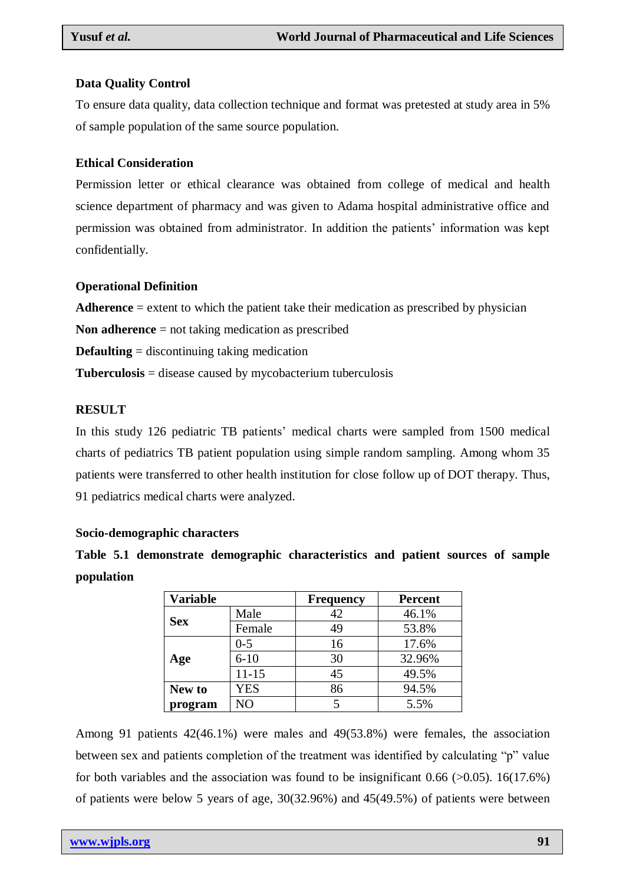### Data Quality Control

To ensure data quality, data collection technique and format was pretested at study area in 5% of sample population of the same source population.

### Ethical Consideration

Permission letter or ethical clearance was obtained from college of medical and health science department of pharmacy and was given to Adama hospital administrative office and permission was obtained from administrator. In addition the patients' information was kept confidentially.

### Operational Definition

**Adherence** = extent to which the patient take their medication as prescribed by physician

**Non adherence** = not taking medication as prescribed

**Defaulting** = discontinuing taking medication

**Tuberculosis** = disease caused by mycobacterium tuberculosis

## RESULT

In this study 126 pediatric TB patients' medical charts were sampled from 1500 medical charts of pediatrics TB patient population using simple random sampling. Among whom 35 patients were transferred to other health institution for close follow up of DOT therapy. Thus, 91 pediatrics medical charts were analyzed.

### Socio-demographic characters

**Table 5.1 demonstrate demographic characteristics and patient sources of sample population**

| Variable | | Frequency | Percent |
|---|---|---|---|
| **Sex** | Male | 42 | 46.1% |
| | Female | 49 | 53.8% |
| **Age** | 0-5 | 16 | 17.6% |
| | 6-10 | 30 | 32.96% |
| | 11-15 | 45 | 49.5% |
| **New to program** | YES | 86 | 94.5% |
| | NO | 5 | 5.5% |

Among 91 patients 42(46.1%) were males and 49(53.8%) were females, the association between sex and patients completion of the treatment was identified by calculating "p" value for both variables and the association was found to be insignificant 0.66 (>0.05). 16(17.6%) of patients were below 5 years of age, 30(32.96%) and 45(49.5%) of patients were between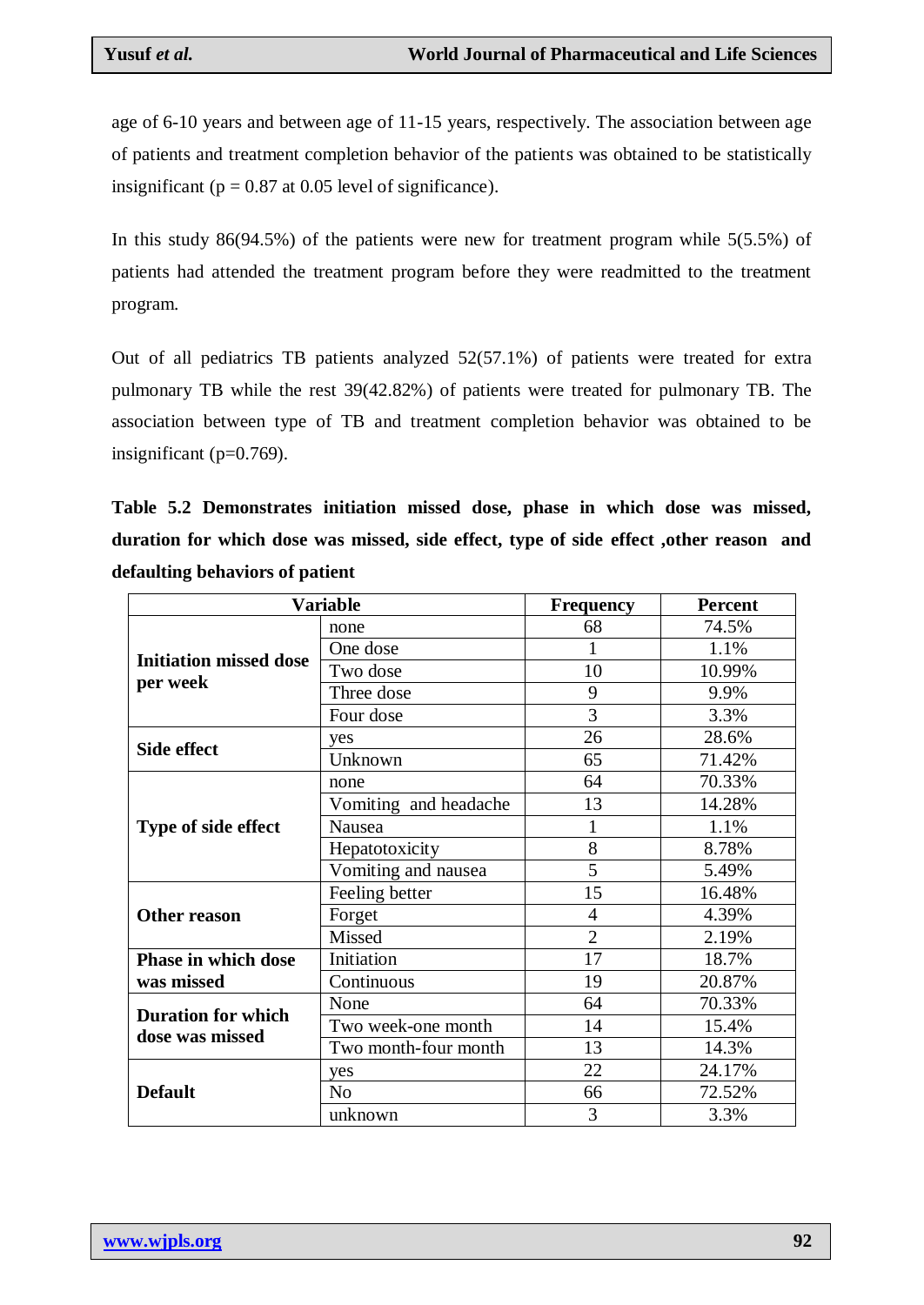age of 6-10 years and between age of 11-15 years, respectively. The association between age of patients and treatment completion behavior of the patients was obtained to be statistically insignificant (p = 0.87 at 0.05 level of significance).

In this study 86(94.5%) of the patients were new for treatment program while 5(5.5%) of patients had attended the treatment program before they were readmitted to the treatment program.

Out of all pediatrics TB patients analyzed 52(57.1%) of patients were treated for extra pulmonary TB while the rest 39(42.82%) of patients were treated for pulmonary TB. The association between type of TB and treatment completion behavior was obtained to be insignificant (p=0.769).

**Table 5.2 Demonstrates initiation missed dose, phase in which dose was missed, duration for which dose was missed, side effect, type of side effect ,other reason and defaulting behaviors of patient**

| Variable | | Frequency | Percent |
|---|---|---|---|
| **Initiation missed dose per week** | none | 68 | 74.5% |
| | One dose | 1 | 1.1% |
| | Two dose | 10 | 10.99% |
| | Three dose | 9 | 9.9% |
| | Four dose | 3 | 3.3% |
| **Side effect** | yes | 26 | 28.6% |
| | Unknown | 65 | 71.42% |
| **Type of side effect** | none | 64 | 70.33% |
| | Vomiting and headache | 13 | 14.28% |
| | Nausea | 1 | 1.1% |
| | Hepatotoxicity | 8 | 8.78% |
| | Vomiting and nausea | 5 | 5.49% |
| **Other reason** | Feeling better | 15 | 16.48% |
| | Forget | 4 | 4.39% |
| | Missed | 2 | 2.19% |
| **Phase in which dose was missed** | Initiation | 17 | 18.7% |
| | Continuous | 19 | 20.87% |
| **Duration for which dose was missed** | None | 64 | 70.33% |
| | Two week-one month | 14 | 15.4% |
| | Two month-four month | 13 | 14.3% |
| **Default** | yes | 22 | 24.17% |
| | No | 66 | 72.52% |
| | unknown | 3 | 3.3% |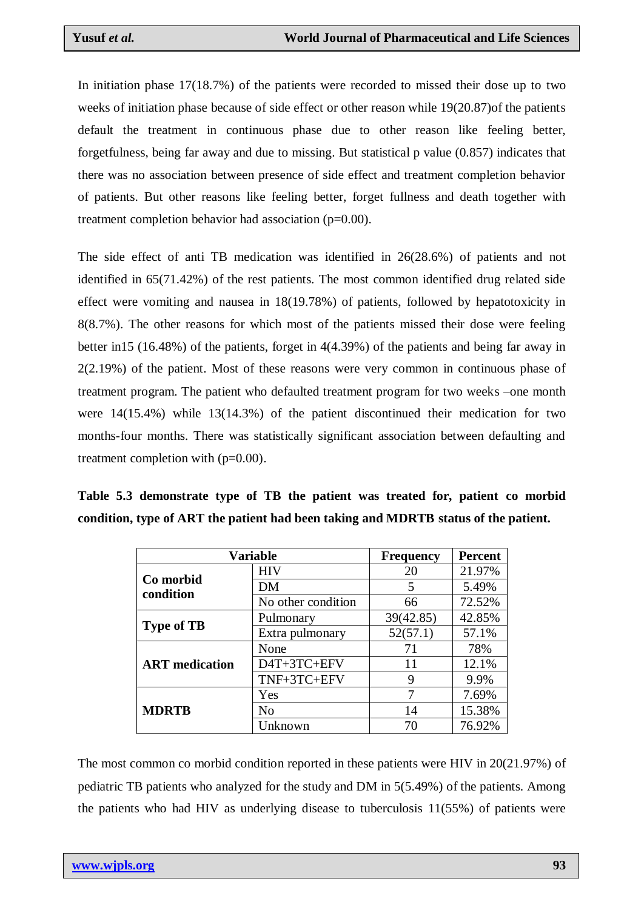In initiation phase 17(18.7%) of the patients were recorded to missed their dose up to two weeks of initiation phase because of side effect or other reason while 19(20.87)of the patients default the treatment in continuous phase due to other reason like feeling better, forgetfulness, being far away and due to missing. But statistical p value (0.857) indicates that there was no association between presence of side effect and treatment completion behavior of patients. But other reasons like feeling better, forget fullness and death together with treatment completion behavior had association (p=0.00).

The side effect of anti TB medication was identified in 26(28.6%) of patients and not identified in 65(71.42%) of the rest patients. The most common identified drug related side effect were vomiting and nausea in 18(19.78%) of patients, followed by hepatotoxicity in 8(8.7%). The other reasons for which most of the patients missed their dose were feeling better in15 (16.48%) of the patients, forget in 4(4.39%) of the patients and being far away in 2(2.19%) of the patient. Most of these reasons were very common in continuous phase of treatment program. The patient who defaulted treatment program for two weeks –one month were 14(15.4%) while 13(14.3%) of the patient discontinued their medication for two months-four months. There was statistically significant association between defaulting and treatment completion with (p=0.00).

**Table 5.3 demonstrate type of TB the patient was treated for, patient co morbid condition, type of ART the patient had been taking and MDRTB status of the patient.**

| Variable | | Frequency | Percent |
|---|---|---|---|
| **Co morbid condition** | HIV | 20 | 21.97% |
| | DM | 5 | 5.49% |
| | No other condition | 66 | 72.52% |
| **Type of TB** | Pulmonary | 39(42.85) | 42.85% |
| | Extra pulmonary | 52(57.1) | 57.1% |
| **ART medication** | None | 71 | 78% |
| | D4T+3TC+EFV | 11 | 12.1% |
| | TNF+3TC+EFV | 9 | 9.9% |
| **MDRTB** | Yes | 7 | 7.69% |
| | No | 14 | 15.38% |
| | Unknown | 70 | 76.92% |

The most common co morbid condition reported in these patients were HIV in 20(21.97%) of pediatric TB patients who analyzed for the study and DM in 5(5.49%) of the patients. Among the patients who had HIV as underlying disease to tuberculosis 11(55%) of patients were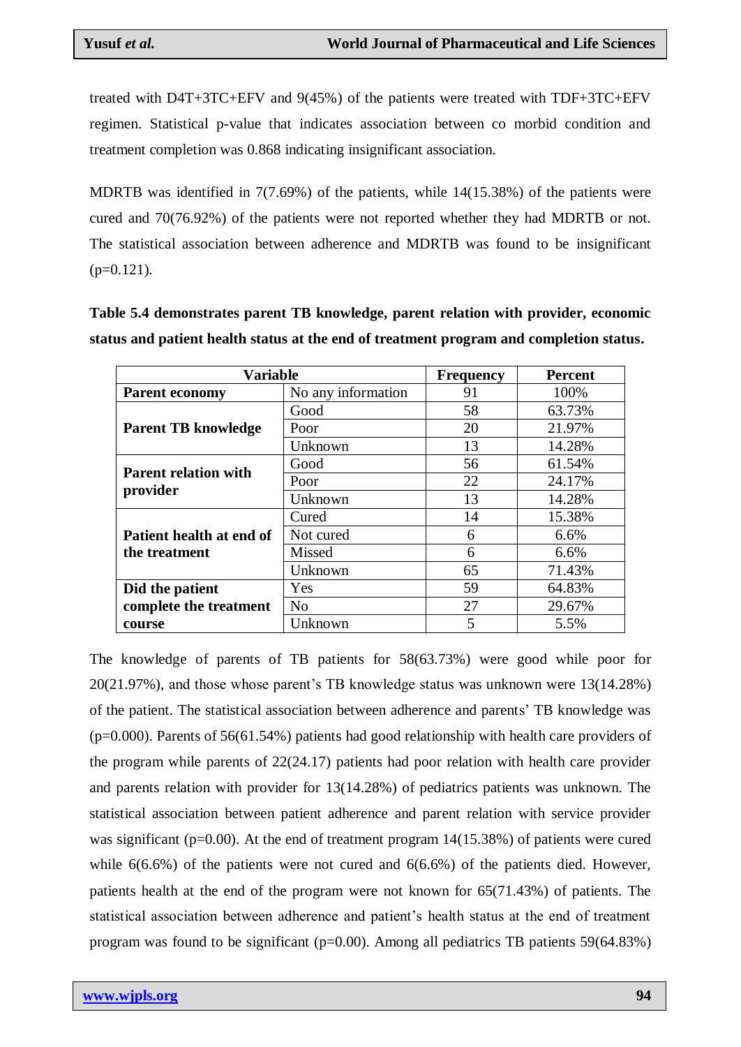treated with D4T+3TC+EFV and 9(45%) of the patients were treated with TDF+3TC+EFV regimen. Statistical p-value that indicates association between co morbid condition and treatment completion was 0.868 indicating insignificant association.

MDRTB was identified in 7(7.69%) of the patients, while 14(15.38%) of the patients were cured and 70(76.92%) of the patients were not reported whether they had MDRTB or not. The statistical association between adherence and MDRTB was found to be insignificant (p=0.121).

**Table 5.4 demonstrates parent TB knowledge, parent relation with provider, economic status and patient health status at the end of treatment program and completion status.**

| Variable | | Frequency | Percent |
|---|---|---|---|
| **Parent economy** | No any information | 91 | 100% |
| **Parent TB knowledge** | Good | 58 | 63.73% |
| | Poor | 20 | 21.97% |
| | Unknown | 13 | 14.28% |
| **Parent relation with provider** | Good | 56 | 61.54% |
| | Poor | 22 | 24.17% |
| | Unknown | 13 | 14.28% |
| **Patient health at end of the treatment** | Cured | 14 | 15.38% |
| | Not cured | 6 | 6.6% |
| | Missed | 6 | 6.6% |
| | Unknown | 65 | 71.43% |
| **Did the patient complete the treatment course** | Yes | 59 | 64.83% |
| | No | 27 | 29.67% |
| | Unknown | 5 | 5.5% |

The knowledge of parents of TB patients for 58(63.73%) were good while poor for 20(21.97%), and those whose parent's TB knowledge status was unknown were 13(14.28%) of the patient. The statistical association between adherence and parents' TB knowledge was (p=0.000). Parents of 56(61.54%) patients had good relationship with health care providers of the program while parents of 22(24.17) patients had poor relation with health care provider and parents relation with provider for 13(14.28%) of pediatrics patients was unknown. The statistical association between patient adherence and parent relation with service provider was significant (p=0.00). At the end of treatment program 14(15.38%) of patients were cured while 6(6.6%) of the patients were not cured and 6(6.6%) of the patients died. However, patients health at the end of the program were not known for 65(71.43%) of patients. The statistical association between adherence and patient's health status at the end of treatment program was found to be significant (p=0.00). Among all pediatrics TB patients 59(64.83%)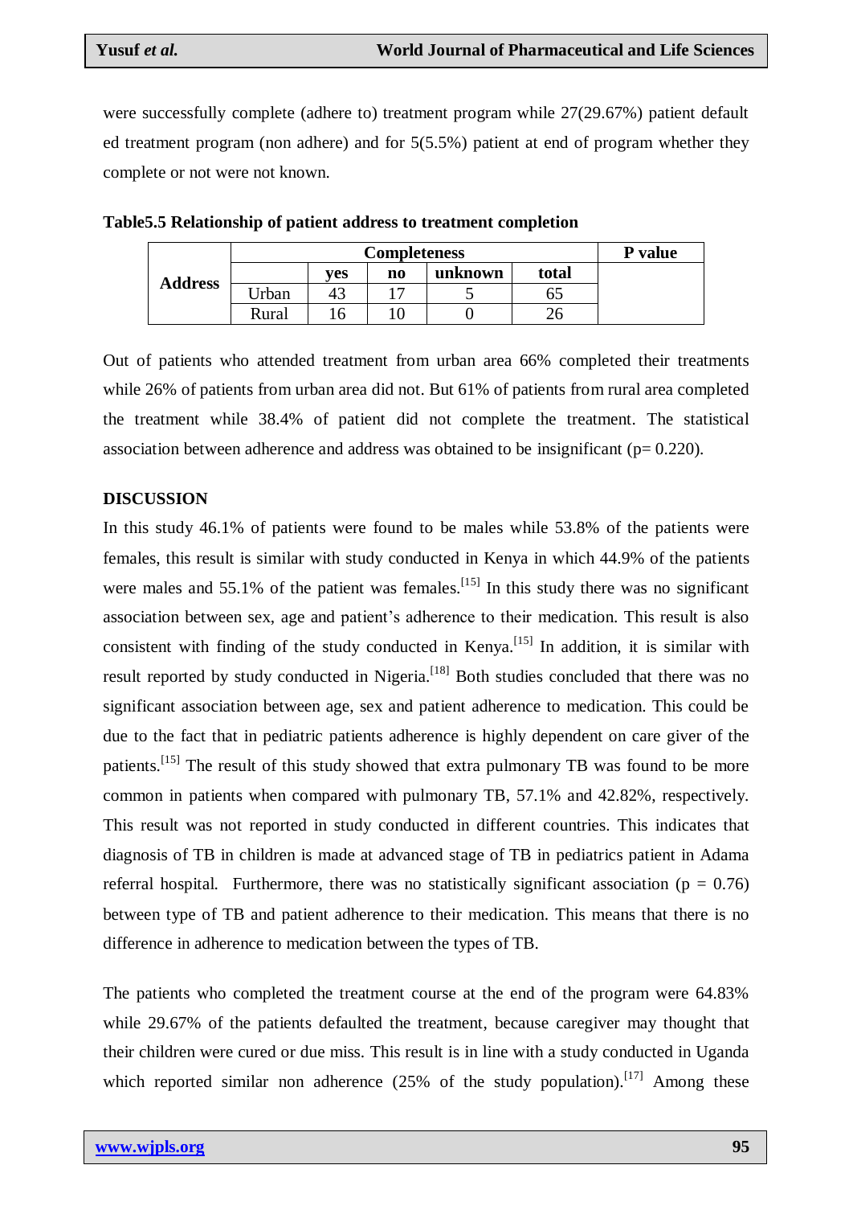were successfully complete (adhere to) treatment program while 27(29.67%) patient default ed treatment program (non adhere) and for 5(5.5%) patient at end of program whether they complete or not were not known.

**Table5.5 Relationship of patient address to treatment completion**

| Address | Completeness | | | | | P value |
|---|---|---|---|---|---|---|
| | | yes | no | unknown | total | |
| | Urban | 43 | 17 | 5 | 65 | |
| | Rural | 16 | 10 | 0 | 26 | |

Out of patients who attended treatment from urban area 66% completed their treatments while 26% of patients from urban area did not. But 61% of patients from rural area completed the treatment while 38.4% of patient did not complete the treatment. The statistical association between adherence and address was obtained to be insignificant (p= 0.220).

## DISCUSSION

In this study 46.1% of patients were found to be males while 53.8% of the patients were females, this result is similar with study conducted in Kenya in which 44.9% of the patients were males and 55.1% of the patient was females.[15] In this study there was no significant association between sex, age and patient's adherence to their medication. This result is also consistent with finding of the study conducted in Kenya.[15] In addition, it is similar with result reported by study conducted in Nigeria.[18] Both studies concluded that there was no significant association between age, sex and patient adherence to medication. This could be due to the fact that in pediatric patients adherence is highly dependent on care giver of the patients.[15] The result of this study showed that extra pulmonary TB was found to be more common in patients when compared with pulmonary TB, 57.1% and 42.82%, respectively. This result was not reported in study conducted in different countries. This indicates that diagnosis of TB in children is made at advanced stage of TB in pediatrics patient in Adama referral hospital. Furthermore, there was no statistically significant association (p = 0.76) between type of TB and patient adherence to their medication. This means that there is no difference in adherence to medication between the types of TB.

The patients who completed the treatment course at the end of the program were 64.83% while 29.67% of the patients defaulted the treatment, because caregiver may thought that their children were cured or due miss. This result is in line with a study conducted in Uganda which reported similar non adherence (25% of the study population).[17] Among these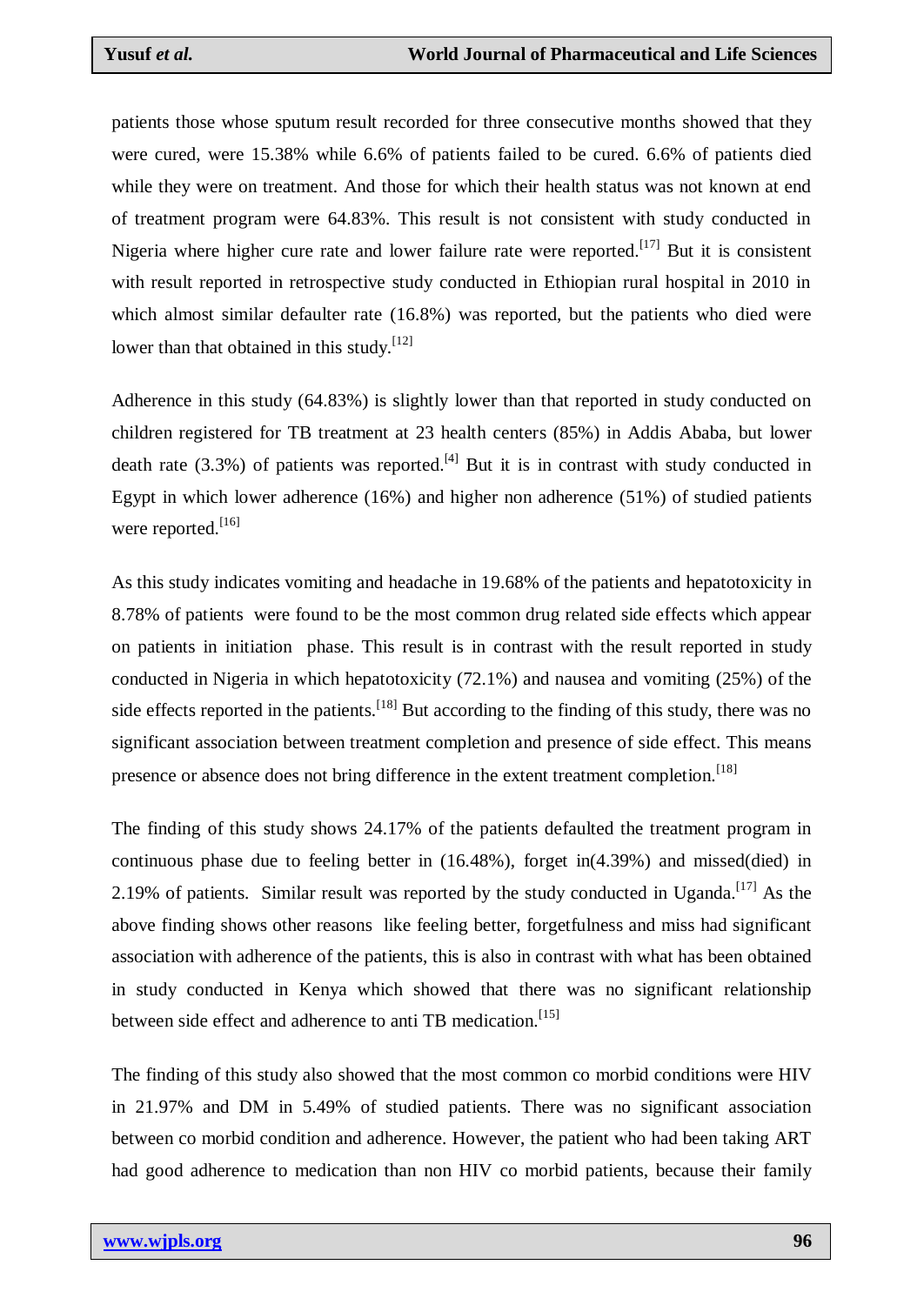patients those whose sputum result recorded for three consecutive months showed that they were cured, were 15.38% while 6.6% of patients failed to be cured. 6.6% of patients died while they were on treatment. And those for which their health status was not known at end of treatment program were 64.83%. This result is not consistent with study conducted in Nigeria where higher cure rate and lower failure rate were reported.[17] But it is consistent with result reported in retrospective study conducted in Ethiopian rural hospital in 2010 in which almost similar defaulter rate (16.8%) was reported, but the patients who died were lower than that obtained in this study.[12]

Adherence in this study (64.83%) is slightly lower than that reported in study conducted on children registered for TB treatment at 23 health centers (85%) in Addis Ababa, but lower death rate (3.3%) of patients was reported.[4] But it is in contrast with study conducted in Egypt in which lower adherence (16%) and higher non adherence (51%) of studied patients were reported.[16]

As this study indicates vomiting and headache in 19.68% of the patients and hepatotoxicity in 8.78% of patients were found to be the most common drug related side effects which appear on patients in initiation phase. This result is in contrast with the result reported in study conducted in Nigeria in which hepatotoxicity (72.1%) and nausea and vomiting (25%) of the side effects reported in the patients.[18] But according to the finding of this study, there was no significant association between treatment completion and presence of side effect. This means presence or absence does not bring difference in the extent treatment completion.[18]

The finding of this study shows 24.17% of the patients defaulted the treatment program in continuous phase due to feeling better in (16.48%), forget in(4.39%) and missed(died) in 2.19% of patients. Similar result was reported by the study conducted in Uganda.[17] As the above finding shows other reasons like feeling better, forgetfulness and miss had significant association with adherence of the patients, this is also in contrast with what has been obtained in study conducted in Kenya which showed that there was no significant relationship between side effect and adherence to anti TB medication.[15]

The finding of this study also showed that the most common co morbid conditions were HIV in 21.97% and DM in 5.49% of studied patients. There was no significant association between co morbid condition and adherence. However, the patient who had been taking ART had good adherence to medication than non HIV co morbid patients, because their family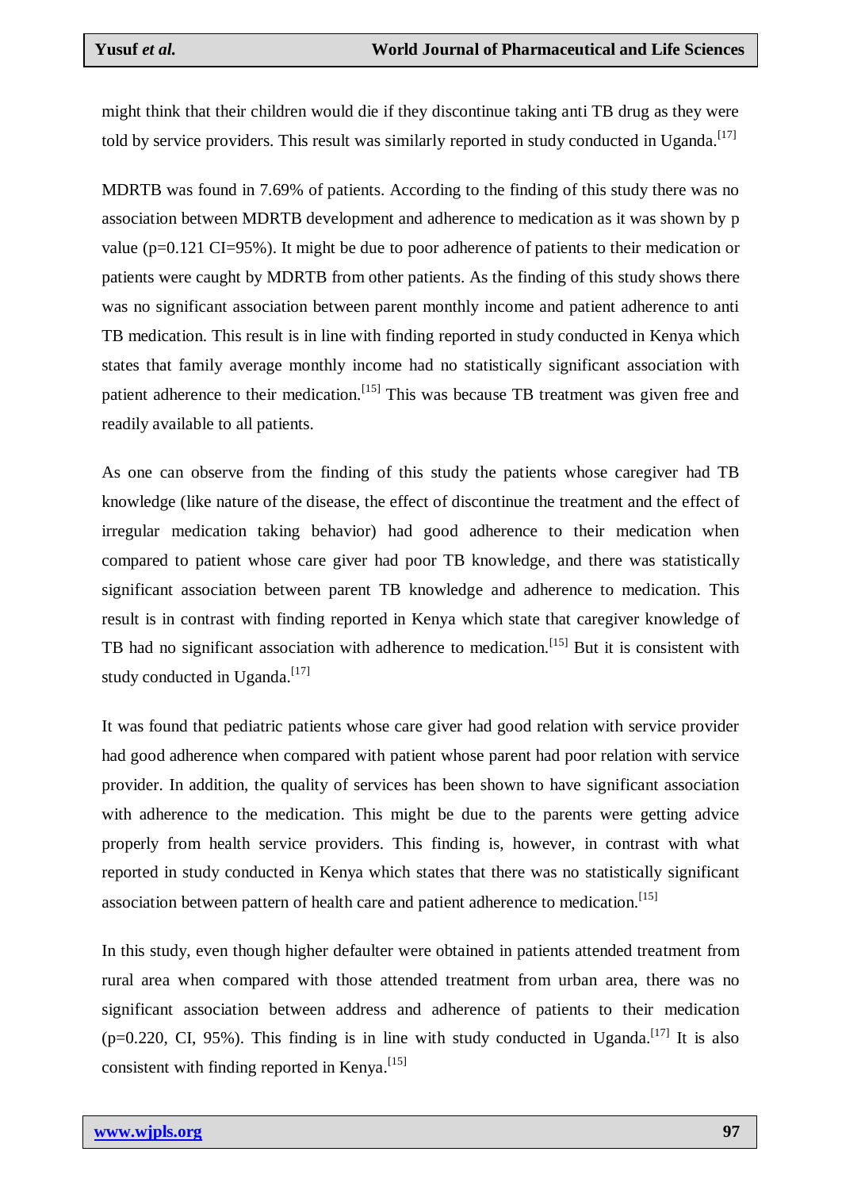might think that their children would die if they discontinue taking anti TB drug as they were told by service providers. This result was similarly reported in study conducted in Uganda.[17]

MDRTB was found in 7.69% of patients. According to the finding of this study there was no association between MDRTB development and adherence to medication as it was shown by p value (p=0.121 CI=95%). It might be due to poor adherence of patients to their medication or patients were caught by MDRTB from other patients. As the finding of this study shows there was no significant association between parent monthly income and patient adherence to anti TB medication. This result is in line with finding reported in study conducted in Kenya which states that family average monthly income had no statistically significant association with patient adherence to their medication.[15] This was because TB treatment was given free and readily available to all patients.

As one can observe from the finding of this study the patients whose caregiver had TB knowledge (like nature of the disease, the effect of discontinue the treatment and the effect of irregular medication taking behavior) had good adherence to their medication when compared to patient whose care giver had poor TB knowledge, and there was statistically significant association between parent TB knowledge and adherence to medication. This result is in contrast with finding reported in Kenya which state that caregiver knowledge of TB had no significant association with adherence to medication.[15] But it is consistent with study conducted in Uganda.[17]

It was found that pediatric patients whose care giver had good relation with service provider had good adherence when compared with patient whose parent had poor relation with service provider. In addition, the quality of services has been shown to have significant association with adherence to the medication. This might be due to the parents were getting advice properly from health service providers. This finding is, however, in contrast with what reported in study conducted in Kenya which states that there was no statistically significant association between pattern of health care and patient adherence to medication.[15]

In this study, even though higher defaulter were obtained in patients attended treatment from rural area when compared with those attended treatment from urban area, there was no significant association between address and adherence of patients to their medication (p=0.220, CI, 95%). This finding is in line with study conducted in Uganda.[17] It is also consistent with finding reported in Kenya.[15]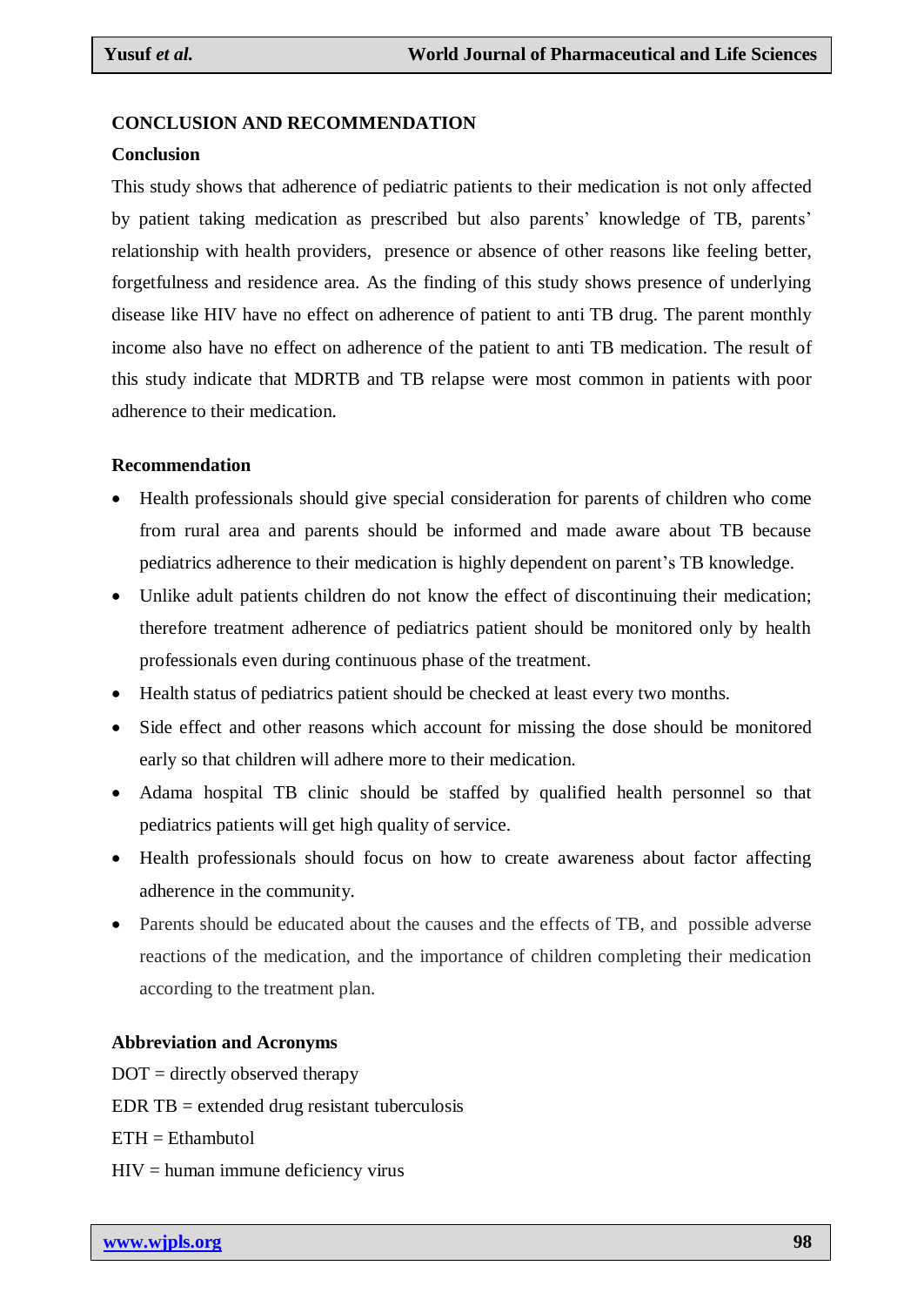## CONCLUSION AND RECOMMENDATION

### Conclusion

This study shows that adherence of pediatric patients to their medication is not only affected by patient taking medication as prescribed but also parents' knowledge of TB, parents' relationship with health providers, presence or absence of other reasons like feeling better, forgetfulness and residence area. As the finding of this study shows presence of underlying disease like HIV have no effect on adherence of patient to anti TB drug. The parent monthly income also have no effect on adherence of the patient to anti TB medication. The result of this study indicate that MDRTB and TB relapse were most common in patients with poor adherence to their medication.

### Recommendation

- Health professionals should give special consideration for parents of children who come from rural area and parents should be informed and made aware about TB because pediatrics adherence to their medication is highly dependent on parent's TB knowledge.
- Unlike adult patients children do not know the effect of discontinuing their medication; therefore treatment adherence of pediatrics patient should be monitored only by health professionals even during continuous phase of the treatment.
- Health status of pediatrics patient should be checked at least every two months.
- Side effect and other reasons which account for missing the dose should be monitored early so that children will adhere more to their medication.
- Adama hospital TB clinic should be staffed by qualified health personnel so that pediatrics patients will get high quality of service.
- Health professionals should focus on how to create awareness about factor affecting adherence in the community.
- Parents should be educated about the causes and the effects of TB, and possible adverse reactions of the medication, and the importance of children completing their medication according to the treatment plan.

### Abbreviation and Acronyms

DOT = directly observed therapy

EDR TB = extended drug resistant tuberculosis

ETH = Ethambutol

HIV = human immune deficiency virus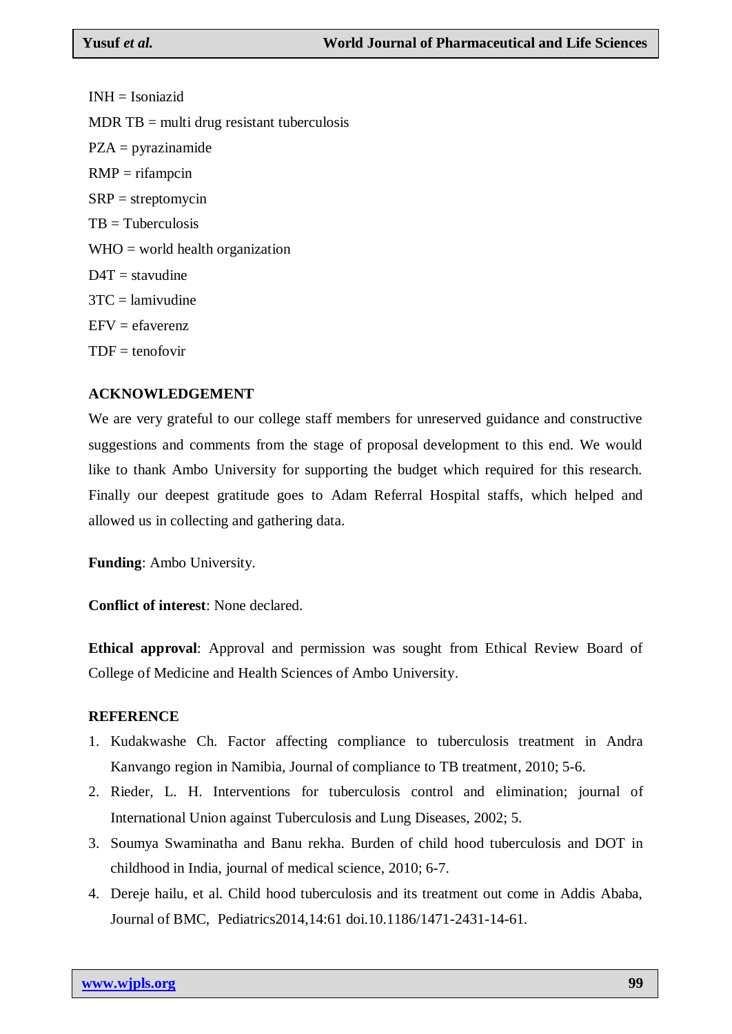INH = Isoniazid

MDR TB = multi drug resistant tuberculosis

PZA = pyrazinamide

RMP = rifampcin

SRP = streptomycin

TB = Tuberculosis

WHO = world health organization

D4T = stavudine

3TC = lamivudine

EFV = efaverenz

TDF = tenofovir

## ACKNOWLEDGEMENT

We are very grateful to our college staff members for unreserved guidance and constructive suggestions and comments from the stage of proposal development to this end. We would like to thank Ambo University for supporting the budget which required for this research. Finally our deepest gratitude goes to Adam Referral Hospital staffs, which helped and allowed us in collecting and gathering data.

**Funding**: Ambo University.

**Conflict of interest**: None declared.

**Ethical approval**: Approval and permission was sought from Ethical Review Board of College of Medicine and Health Sciences of Ambo University.

## REFERENCE

1. Kudakwashe Ch. Factor affecting compliance to tuberculosis treatment in Andra Kanvango region in Namibia, Journal of compliance to TB treatment, 2010; 5-6.
2. Rieder, L. H. Interventions for tuberculosis control and elimination; journal of International Union against Tuberculosis and Lung Diseases, 2002; 5.
3. Soumya Swaminatha and Banu rekha. Burden of child hood tuberculosis and DOT in childhood in India, journal of medical science, 2010; 6-7.
4. Dereje hailu, et al. Child hood tuberculosis and its treatment out come in Addis Ababa, Journal of BMC, Pediatrics2014,14:61 doi.10.1186/1471-2431-14-61.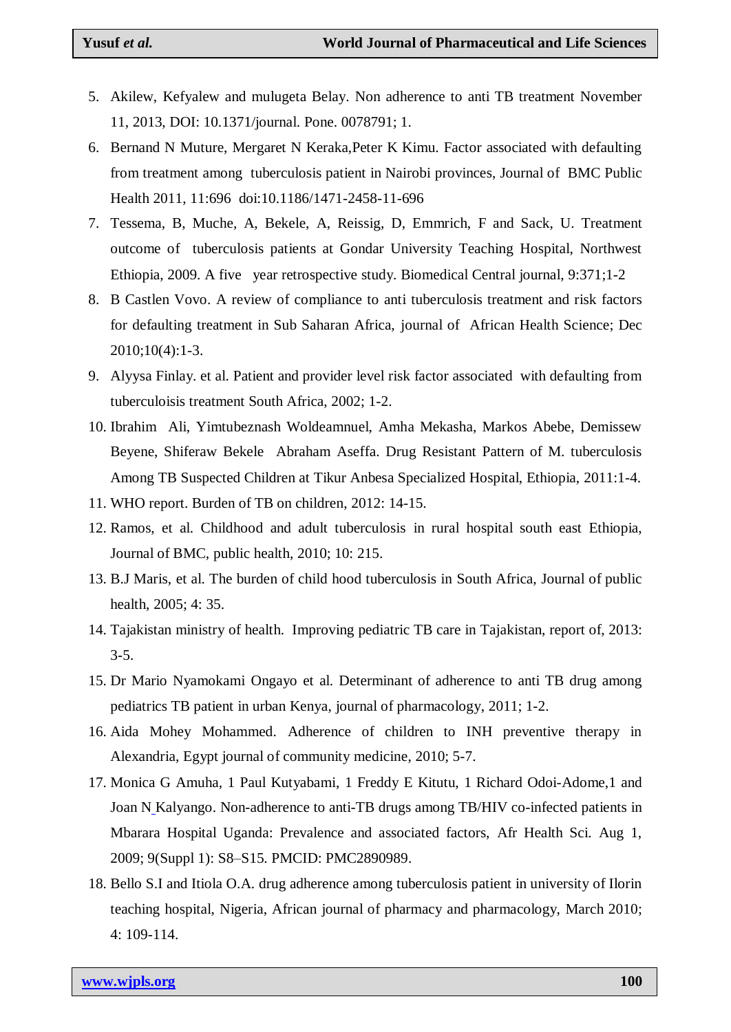5. Akilew, Kefyalew and mulugeta Belay. Non adherence to anti TB treatment November 11, 2013, DOI: 10.1371/journal. Pone. 0078791; 1.
6. Bernand N Muture, Mergaret N Keraka,Peter K Kimu. Factor associated with defaulting from treatment among tuberculosis patient in Nairobi provinces, Journal of BMC Public Health 2011, 11:696 doi:10.1186/1471-2458-11-696
7. Tessema, B, Muche, A, Bekele, A, Reissig, D, Emmrich, F and Sack, U. Treatment outcome of tuberculosis patients at Gondar University Teaching Hospital, Northwest Ethiopia, 2009. A five year retrospective study. Biomedical Central journal, 9:371;1-2
8. B Castlen Vovo. A review of compliance to anti tuberculosis treatment and risk factors for defaulting treatment in Sub Saharan Africa, journal of African Health Science; Dec 2010;10(4):1-3.
9. Alyysa Finlay. et al. Patient and provider level risk factor associated with defaulting from tuberculoisis treatment South Africa, 2002; 1-2.
10. Ibrahim Ali, Yimtubeznash Woldeamnuel, Amha Mekasha, Markos Abebe, Demissew Beyene, Shiferaw Bekele Abraham Aseffa. Drug Resistant Pattern of M. tuberculosis Among TB Suspected Children at Tikur Anbesa Specialized Hospital, Ethiopia, 2011:1-4.
11. WHO report. Burden of TB on children, 2012: 14-15.
12. Ramos, et al. Childhood and adult tuberculosis in rural hospital south east Ethiopia, Journal of BMC, public health, 2010; 10: 215.
13. B.J Maris, et al. The burden of child hood tuberculosis in South Africa, Journal of public health, 2005; 4: 35.
14. Tajakistan ministry of health. Improving pediatric TB care in Tajakistan, report of, 2013: 3-5.
15. Dr Mario Nyamokami Ongayo et al. Determinant of adherence to anti TB drug among pediatrics TB patient in urban Kenya, journal of pharmacology, 2011; 1-2.
16. Aida Mohey Mohammed. Adherence of children to INH preventive therapy in Alexandria, Egypt journal of community medicine, 2010; 5-7.
17. Monica G Amuha, 1 Paul Kutyabami, 1 Freddy E Kitutu, 1 Richard Odoi-Adome,1 and Joan N Kalyango. Non-adherence to anti-TB drugs among TB/HIV co-infected patients in Mbarara Hospital Uganda: Prevalence and associated factors, Afr Health Sci. Aug 1, 2009; 9(Suppl 1): S8–S15. PMCID: PMC2890989.
18. Bello S.I and Itiola O.A. drug adherence among tuberculosis patient in university of Ilorin teaching hospital, Nigeria, African journal of pharmacy and pharmacology, March 2010; 4: 109-114.